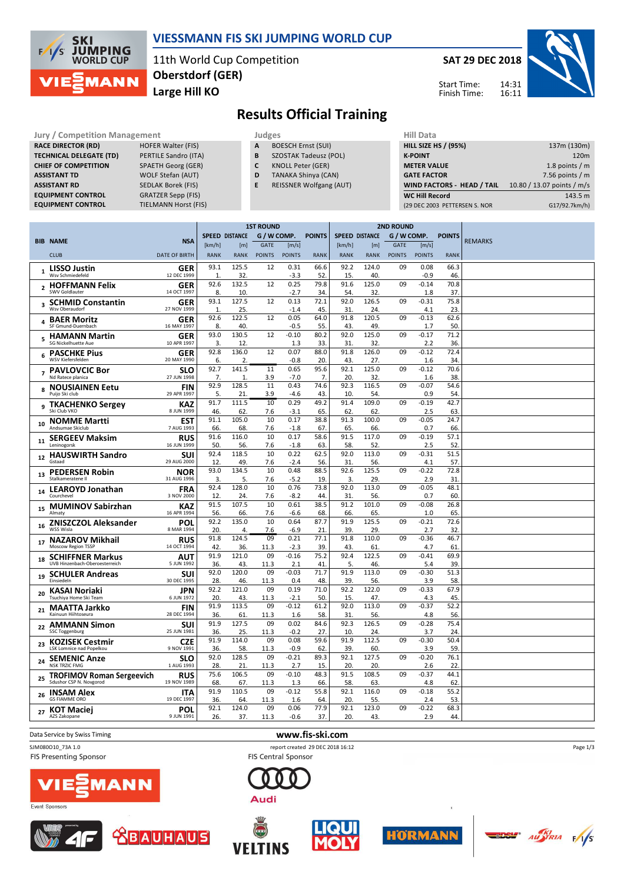# VIESSMANN FIS SKI JUMPING WORLD CUP

11th World Cup Competition
**Oberstdorf (GER)**
**Large Hill KO**

**SAT 29 DEC 2018**

Start Time: 14:31
Finish Time: 16:11

## Results Official Training

| Jury / Competition Management | |
|---|---|
| RACE DIRECTOR (RD) | HOFER Walter (FIS) |
| TECHNICAL DELEGATE (TD) | PERTILE Sandro (ITA) |
| CHIEF OF COMPETITION | SPAETH Georg (GER) |
| ASSISTANT TD | WOLF Stefan (AUT) |
| ASSISTANT RD | SEDLAK Borek (FIS) |
| EQUIPMENT CONTROL | GRATZER Sepp (FIS) |
| EQUIPMENT CONTROL | TIELMANN Horst (FIS) |

| Judges | |
|---|---|
| A | BOESCH Ernst (SUI) |
| B | SZOSTAK Tadeusz (POL) |
| C | KNOLL Peter (GER) |
| D | TANAKA Shinya (CAN) |
| E | REISSNER Wolfgang (AUT) |

| Hill Data | |
|---|---|
| HILL SIZE HS / (95%) | 137m (130m) |
| K-POINT | 120m |
| METER VALUE | 1.8 points / m |
| GATE FACTOR | 7.56 points / m |
| WIND FACTORS - HEAD / TAIL | 10.80 / 13.07 points / m/s |
| WC Hill Record | 143.5 m |
| (29 DEC 2003 PETTERSEN S. NOR | G17/92.7km/h) |

| BIB | NAME / CLUB | NSA / DATE OF BIRTH | 1ST ROUND SPEED [km/h] / RANK | DISTANCE [m] / RANK | GATE / POINTS | [m/s] / POINTS | POINTS / RANK | 2ND ROUND SPEED [km/h] / RANK | DISTANCE [m] / RANK | GATE / POINTS | [m/s] / POINTS | POINTS / RANK | REMARKS |
|---|---|---|---|---|---|---|---|---|---|---|---|---|---|
| 1 | LISSO Justin / Wsv Schmiedefeld | GER / 12 DEC 1999 | 93.1 / 1. | 125.5 / 32. | 12 | 0.31 / -3.3 | 66.6 / 52. | 92.2 / 15. | 124.0 / 40. | 09 | 0.08 / -0.9 | 66.3 / 46. | |
| 2 | HOFFMANN Felix / SWV Goldlauter | GER / 14 OCT 1997 | 92.6 / 8. | 132.5 / 10. | 12 | 0.25 / -2.7 | 79.8 / 34. | 91.6 / 54. | 125.0 / 32. | 09 | -0.14 / 1.8 | 70.8 / 37. | |
| 3 | SCHMID Constantin / Wsv Oberaudorf | GER / 27 NOV 1999 | 93.1 / 1. | 127.5 / 25. | 12 | 0.13 / -1.4 | 72.1 / 45. | 92.0 / 31. | 126.5 / 24. | 09 | -0.31 / 4.1 | 75.8 / 23. | |
| 4 | BAER Moritz / SF Gmund-Duernbach | GER / 16 MAY 1997 | 92.6 / 8. | 122.5 / 40. | 12 | 0.05 / -0.5 | 64.0 / 55. | 91.8 / 43. | 120.5 / 49. | 09 | -0.13 / 1.7 | 62.6 / 50. | |
| 5 | HAMANN Martin / SG Nickelhuette Aue | GER / 10 APR 1997 | 93.0 / 3. | 130.5 / 12. | 12 | -0.10 / 1.3 | 80.2 / 33. | 92.0 / 31. | 125.0 / 32. | 09 | -0.17 / 2.2 | 71.2 / 36. | |
| 6 | PASCHKE Pius / WSV Kiefersfelden | GER / 20 MAY 1990 | 92.8 / 6. | 136.0 / 2. | 12 | 0.07 / -0.8 | 88.0 / 20. | 91.8 / 43. | 126.0 / 27. | 09 | -0.12 / 1.6 | 72.4 / 34. | |
| 7 | PAVLOVCIC Bor / Nd Ratece planica | SLO / 27 JUN 1998 | 92.7 / 7. | 141.5 / 1. | 11 / 3.9 | 0.65 / -7.0 | 95.6 / 7. | 92.1 / 20. | 125.0 / 32. | 09 | -0.12 / 1.6 | 70.6 / 38. | |
| 8 | NOUSIAINEN Eetu / Puijo Ski club | FIN / 29 APR 1997 | 92.9 / 5. | 128.5 / 21. | 11 / 3.9 | 0.43 / -4.6 | 74.6 / 43. | 92.3 / 10. | 116.5 / 54. | 09 | -0.07 / 0.9 | 54.6 / 54. | |
| 9 | TKACHENKO Sergey / Ski Club VKO | KAZ / 8 JUN 1999 | 91.7 / 46. | 111.5 / 62. | 10 / 7.6 | 0.29 / -3.1 | 49.2 / 65. | 91.4 / 62. | 109.0 / 62. | 09 | -0.19 / 2.5 | 42.7 / 63. | |
| 10 | NOMME Martti / Andsumae Skiclub | EST / 7 AUG 1995 | 91.1 / 66. | 105.0 / 68. | 10 / 7.6 | 0.17 / -1.8 | 38.8 / 67. | 91.3 / 65. | 100.0 / 66. | 09 | -0.05 / 0.7 | 24.7 / 66. | |
| 11 | SERGEEV Maksim / Leninogorsk | RUS / 16 JUN 1999 | 91.6 / 50. | 116.0 / 56. | 10 / 7.6 | 0.17 / -1.8 | 58.6 / 63. | 91.5 / 58. | 117.0 / 52. | 09 | -0.19 / 2.5 | 57.1 / 52. | |
| 12 | HAUSWIRTH Sandro / Gstaad | SUI / 29 AUG 2000 | 92.4 / 12. | 118.5 / 49. | 10 / 7.6 | 0.22 / -2.4 | 62.5 / 56. | 92.0 / 31. | 113.0 / 56. | 09 | -0.31 / 4.1 | 51.5 / 57. | |
| 13 | PEDERSEN Robin / Stalkameratene Il | NOR / 31 AUG 1996 | 93.0 / 3. | 134.5 / 5. | 10 / 7.6 | 0.48 / -5.2 | 88.5 / 19. | 92.6 / 3. | 125.5 / 29. | 09 | -0.22 / 2.9 | 72.8 / 31. | |
| 14 | LEAROYD Jonathan / Courchevel | FRA / 3 NOV 2000 | 92.4 / 12. | 128.0 / 24. | 10 / 7.6 | 0.76 / -8.2 | 73.8 / 44. | 92.0 / 31. | 113.0 / 56. | 09 | -0.05 / 0.7 | 48.1 / 60. | |
| 15 | MUMINOV Sabirzhan / Almaty | KAZ / 16 APR 1994 | 91.5 / 56. | 107.5 / 66. | 10 / 7.6 | 0.61 / -6.6 | 38.5 / 68. | 91.2 / 66. | 101.0 / 65. | 09 | -0.08 / 1.0 | 26.8 / 65. | |
| 16 | ZNISZCZOL Aleksander / WSS Wisla | POL / 8 MAR 1994 | 92.2 / 20. | 135.0 / 4. | 10 / 7.6 | 0.64 / -6.9 | 87.7 / 21. | 91.9 / 39. | 125.5 / 29. | 09 | -0.21 / 2.7 | 72.6 / 32. | |
| 17 | NAZAROV Mikhail / Moscow Region TSSP | RUS / 14 OCT 1994 | 91.8 / 42. | 124.5 / 36. | 09 / 11.3 | 0.21 / -2.3 | 77.1 / 39. | 91.8 / 43. | 110.0 / 61. | 09 | -0.36 / 4.7 | 46.7 / 61. | |
| 18 | SCHIFFNER Markus / UVB Hinzenbach-Oberoesterreich | AUT / 5 JUN 1992 | 91.9 / 36. | 121.0 / 43. | 09 / 11.3 | -0.16 / 2.1 | 75.2 / 41. | 92.4 / 5. | 122.5 / 46. | 09 | -0.41 / 5.4 | 69.9 / 39. | |
| 19 | SCHULER Andreas / Einsiedeln | SUI / 30 DEC 1995 | 92.0 / 28. | 120.0 / 46. | 09 / 11.3 | -0.03 / 0.4 | 71.7 / 48. | 91.9 / 39. | 113.0 / 56. | 09 | -0.30 / 3.9 | 51.3 / 58. | |
| 20 | KASAI Noriaki / Tsuchiya Home Ski Team | JPN / 6 JUN 1972 | 92.2 / 20. | 121.0 / 43. | 09 / 11.3 | 0.19 / -2.1 | 71.0 / 50. | 92.2 / 15. | 122.0 / 47. | 09 | -0.33 / 4.3 | 67.9 / 45. | |
| 21 | MAATTA Jarkko / Kainuun Hiihtoseura | FIN / 28 DEC 1994 | 91.9 / 36. | 113.5 / 61. | 09 / 11.3 | -0.12 / 1.6 | 61.2 / 58. | 92.0 / 31. | 113.0 / 56. | 09 | -0.37 / 4.8 | 52.2 / 56. | |
| 22 | AMMANN Simon / SSC Toggenburg | SUI / 25 JUN 1981 | 91.9 / 36. | 127.5 / 25. | 09 / 11.3 | 0.02 / -0.2 | 84.6 / 27. | 92.3 / 10. | 126.5 / 24. | 09 | -0.28 / 3.7 | 75.4 / 24. | |
| 23 | KOZISEK Cestmir / LSK Lomnice nad Popelkou | CZE / 9 NOV 1991 | 91.9 / 36. | 114.0 / 58. | 09 / 11.3 | 0.08 / -0.9 | 59.6 / 62. | 91.9 / 39. | 112.5 / 60. | 09 | -0.30 / 3.9 | 50.4 / 59. | |
| 24 | SEMENIC Anze / NSK TRZIC FMG | SLO / 1 AUG 1993 | 92.0 / 28. | 128.5 / 21. | 09 / 11.3 | -0.21 / 2.7 | 89.3 / 15. | 92.1 / 20. | 127.5 / 20. | 09 | -0.20 / 2.6 | 76.1 / 22. | |
| 25 | TROFIMOV Roman Sergeevich / Sdushor CSP N. Novgorod | RUS / 19 NOV 1989 | 75.6 / 68. | 106.5 / 67. | 09 / 11.3 | -0.10 / 1.3 | 48.3 / 66. | 91.5 / 58. | 108.5 / 63. | 09 | -0.37 / 4.8 | 44.1 / 62. | |
| 26 | INSAM Alex / GS FIAMME ORO | ITA / 19 DEC 1997 | 91.9 / 36. | 110.5 / 64. | 09 / 11.3 | -0.12 / 1.6 | 55.8 / 64. | 92.1 / 20. | 116.0 / 55. | 09 | -0.18 / 2.4 | 55.2 / 53. | |
| 27 | KOT Maciej / AZS Zakopane | POL / 9 JUN 1991 | 92.1 / 26. | 124.0 / 37. | 09 / 11.3 | 0.06 / -0.6 | 77.9 / 37. | 92.1 / 20. | 123.0 / 43. | 09 | -0.22 / 2.9 | 68.3 / 44. | |

Data Service by Swiss Timing — www.fis-ski.com

SJM080O10_73A 1.0 — report created 29 DEC 2018 16:12

FIS Presenting Sponsor — FIS Central Sponsor — Event Sponsors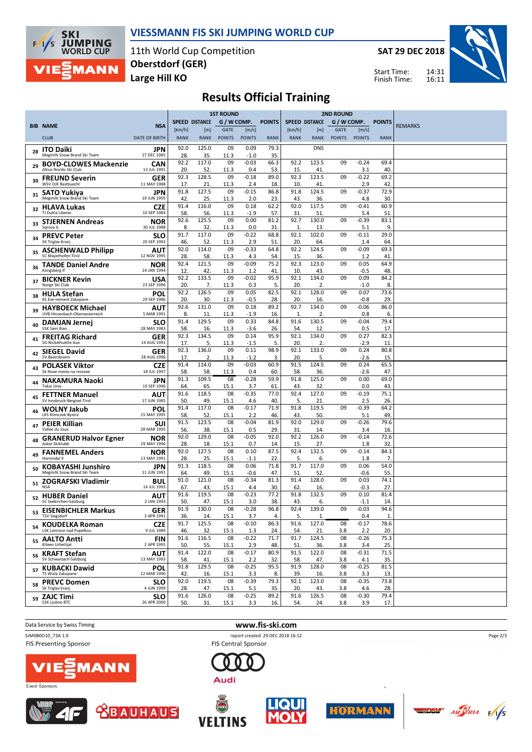# VIESSMANN FIS SKI JUMPING WORLD CUP

11th World Cup Competition
**Oberstdorf (GER)**
**Large Hill KO**

**SAT 29 DEC 2018**

Start Time: 14:31
Finish Time: 16:11

## Results Official Training

| BIB | NAME / CLUB | NSA / DATE OF BIRTH | 1ST ROUND SPEED [km/h] / RANK | DISTANCE [m] / RANK | GATE / POINTS | [m/s] / POINTS | POINTS / RANK | 2ND ROUND SPEED [km/h] / RANK | DISTANCE [m] / RANK | GATE / POINTS | [m/s] / POINTS | POINTS / RANK | REMARKS |
|---|---|---|---|---|---|---|---|---|---|---|---|---|---|
| 28 | ITO Daiki / Megmilk Snow Brand Ski Team | JPN / 27 DEC 1985 | 92.0 / 28. | 125.0 / 35. | 09 / 11.3 | 0.09 / -1.0 | 79.3 / 35. | | DNS | | | | |
| 29 | BOYD-CLOWES Mackenzie / Altius Nordic Ski Club | CAN / 13 JUL 1991 | 92.2 / 20. | 117.0 / 52. | 09 / 11.3 | -0.03 / 0.4 | 66.3 / 53. | 92.2 / 15. | 123.5 / 41. | 09 | -0.24 / 3.1 | 69.4 / 40. | |
| 30 | FREUND Severin / WSV DJK Rastbuechl | GER / 11 MAY 1988 | 92.3 / 17. | 128.5 / 21. | 09 / 11.3 | -0.18 / 2.4 | 89.0 / 18. | 92.3 / 10. | 123.5 / 41. | 09 | -0.22 / 2.9 | 69.2 / 42. | |
| 31 | SATO Yukiya / Megmilk Snow Brand Ski Team | JPN / 19 JUN 1995 | 91.8 / 42. | 127.5 / 25. | 09 / 11.3 | -0.15 / 2.0 | 86.8 / 23. | 91.8 / 43. | 124.5 / 36. | 09 | -0.37 / 4.8 | 72.9 / 30. | |
| 32 | HLAVA Lukas / TJ Dukla Liberec | CZE / 10 SEP 1984 | 91.4 / 58. | 116.0 / 56. | 09 / 11.3 | 0.18 / -1.9 | 62.2 / 57. | 92.0 / 31. | 117.5 / 51. | 09 | -0.41 / 5.4 | 60.9 / 51. | |
| 33 | STJERNEN Andreas / Sprova IL | NOR / 30 JUL 1988 | 92.6 / 8. | 125.5 / 32. | 09 / 11.3 | 0.00 / 0.0 | 81.2 / 31. | 92.7 / 1. | 130.0 / 13. | 09 | -0.39 / 5.1 | 83.1 / 9. | |
| 34 | PREVC Peter / SK Triglav Kranj | SLO / 20 SEP 1992 | 91.7 / 46. | 117.0 / 52. | 09 / 11.3 | -0.22 / 2.9 | 68.8 / 51. | 92.1 / 20. | 102.0 / 64. | 09 | -0.11 / 1.4 | 29.0 / 64. | |
| 35 | ASCHENWALD Philipp / SC Mayerhofen-Tirol | AUT / 12 NOV 1995 | 92.0 / 28. | 114.0 / 58. | 09 / 11.3 | -0.33 / 4.3 | 64.8 / 54. | 92.2 / 15. | 124.5 / 36. | 09 | -0.09 / 1.2 | 69.3 / 41. | |
| 36 | TANDE Daniel Andre / Kongsberg If | NOR / 24 JAN 1994 | 92.4 / 12. | 121.5 / 42. | 09 / 11.3 | -0.09 / 1.2 | 75.2 / 41. | 92.3 / 10. | 123.0 / 43. | 09 | 0.05 / -0.5 | 64.9 / 48. | |
| 37 | BICKNER Kevin / Norge Ski Club | USA / 23 SEP 1996 | 92.2 / 20. | 133.5 / 7. | 09 / 11.3 | -0.02 / 0.3 | 95.9 / 5. | 92.1 / 20. | 134.0 / 2. | 09 | 0.09 / -1.0 | 84.2 / 8. | |
| 38 | HULA Stefan / KS Eve-nement Zakopane | POL / 29 SEP 1986 | 92.2 / 20. | 126.5 / 30. | 09 / 11.3 | 0.05 / -0.5 | 82.5 / 28. | 92.1 / 20. | 128.0 / 16. | 09 | 0.07 / -0.8 | 73.6 / 29. | |
| 39 | HAYBOECK Michael / UVB Hinzenbach-Oberoesterreich | AUT / 5 MAR 1991 | 92.6 / 8. | 131.0 / 11. | 09 / 11.3 | 0.18 / -1.9 | 89.2 / 16. | 92.7 / 1. | 134.0 / 2. | 09 | -0.06 / 0.8 | 86.0 / 6. | |
| 40 | DAMJAN Jernej / SSK Sam Ihan | SLO / 28 MAY 1983 | 91.4 / 58. | 129.5 / 16. | 09 / 11.3 | 0.33 / -3.6 | 84.8 / 26. | 91.6 / 54. | 130.5 / 12. | 09 | -0.04 / 0.5 | 79.4 / 17. | |
| 41 | FREITAG Richard / SG Nickelhuette Aue | GER / 14 AUG 1991 | 92.3 / 17. | 134.5 / 5. | 09 / 11.3 | 0.14 / -1.5 | 95.9 / 5. | 92.1 / 20. | 134.0 / 2. | 09 | 0.27 / -2.9 | 82.3 / 11. | |
| 42 | SIEGEL David / SV Baiersbronn | GER / 28 AUG 1996 | 92.3 / 17. | 136.0 / 2. | 09 / 11.3 | 0.11 / -1.2 | 98.9 / 3. | 92.1 / 20. | 133.0 / 5. | 09 | 0.24 / -2.6 | 80.8 / 15. | |
| 43 | POLASEK Viktor / Sk Nove mesto na morave | CZE / 18 JUL 1997 | 91.4 / 58. | 114.0 / 58. | 09 / 11.3 | -0.03 / 0.4 | 60.9 / 60. | 91.5 / 58. | 124.5 / 36. | 09 | 0.24 / -2.6 | 65.5 / 47. | |
| 44 | NAKAMURA Naoki / Tokai Univ. | JPN / 19 SEP 1996 | 91.3 / 64. | 109.5 / 65. | 08 / 15.1 | -0.28 / 3.7 | 59.9 / 61. | 91.8 / 43. | 125.0 / 32. | 09 | 0.00 / 0.0 | 69.0 / 43. | |
| 45 | FETTNER Manuel / SV Innsbruck-Bergisel-Tirol | AUT / 17 JUN 1985 | 91.6 / 50. | 118.5 / 49. | 08 / 15.1 | -0.35 / 4.6 | 77.0 / 40. | 92.4 / 5. | 127.0 / 21. | 09 | -0.19 / 2.5 | 75.1 / 26. | |
| 46 | WOLNY Jakub / LKS Klimczok Bystra | POL / 15 MAY 1995 | 91.4 / 58. | 117.0 / 52. | 08 / 15.1 | -0.17 / 2.2 | 71.9 / 46. | 91.8 / 43. | 119.5 / 50. | 09 | -0.39 / 5.1 | 64.2 / 49. | |
| 47 | PEIER Killian / Vallee du Joux | SUI / 28 MAR 1995 | 91.5 / 56. | 123.5 / 38. | 08 / 15.1 | -0.04 / 0.5 | 81.9 / 29. | 92.0 / 31. | 129.0 / 14. | 09 | -0.26 / 3.4 | 79.6 / 16. | |
| 48 | GRANERUD Halvor Egner / Asker Skiklubb | NOR / 29 MAY 1996 | 92.0 / 28. | 129.0 / 18. | 08 / 15.1 | -0.05 / 0.7 | 92.0 / 14. | 92.2 / 15. | 126.0 / 27. | 09 | -0.14 / 1.8 | 72.6 / 32. | |
| 49 | FANNEMEL Anders / Hornindal Il | NOR / 13 MAY 1991 | 92.0 / 28. | 127.5 / 25. | 08 / 15.1 | 0.10 / -1.1 | 87.5 / 22. | 92.4 / 5. | 132.5 / 6. | 09 | -0.14 / 1.8 | 84.3 / 7. | |
| 50 | KOBAYASHI Junshiro / Megmilk Snow Brand Ski Team | JPN / 11 JUN 1991 | 91.3 / 64. | 118.5 / 49. | 08 / 15.1 | 0.06 / -0.6 | 71.8 / 47. | 91.7 / 51. | 117.0 / 52. | 09 | 0.06 / -0.6 | 54.0 / 55. | |
| 51 | ZOGRAFSKI Vladimir / NSA | BUL / 14 JUL 1993 | 91.0 / 67. | 121.0 / 43. | 08 / 15.1 | -0.34 / 4.4 | 81.3 / 30. | 91.4 / 62. | 128.0 / 16. | 09 | 0.03 / -0.3 | 74.1 / 27. | |
| 52 | HUBER Daniel / SC Seekirchen-Salzburg | AUT / 2 JAN 1993 | 91.6 / 50. | 119.5 / 47. | 08 / 15.1 | -0.23 / 3.0 | 77.2 / 38. | 91.8 / 43. | 132.5 / 6. | 09 | 0.10 / -1.1 | 81.4 / 14. | |
| 53 | EISENBICHLER Markus / TSV Siegsdorf | GER / 3 APR 1991 | 91.9 / 36. | 130.0 / 14. | 08 / 15.1 | -0.28 / 3.7 | 96.8 / 4. | 92.4 / 5. | 139.0 / 1. | 09 | -0.03 / 0.4 | 94.6 / 1. | |
| 54 | KOUDELKA Roman / LSK Lomnice nad Popelkou | CZE / 9 JUL 1989 | 91.7 / 46. | 125.5 / 32. | 08 / 15.1 | -0.10 / 1.3 | 86.3 / 24. | 91.6 / 54. | 127.0 / 21. | 08 / 3.8 | -0.17 / 2.2 | 78.6 / 20. | |
| 55 | AALTO Antti / Kiteen Urheilijat | FIN / 2 APR 1995 | 91.6 / 50. | 116.5 / 55. | 08 / 15.1 | -0.22 / 2.9 | 71.7 / 48. | 91.7 / 51. | 124.5 / 36. | 08 / 3.8 | -0.26 / 3.4 | 75.3 / 25. | |
| 56 | KRAFT Stefan / SV Schwarzach-Salzburg | AUT / 13 MAY 1993 | 91.4 / 58. | 122.0 / 41. | 08 / 15.1 | -0.17 / 2.2 | 80.9 / 32. | 91.5 / 58. | 122.0 / 47. | 08 / 3.8 | -0.31 / 4.1 | 71.5 / 35. | |
| 57 | KUBACKI Dawid / TS Wisla Zakopane | POL / 12 MAR 1990 | 91.8 / 42. | 129.5 / 16. | 08 / 15.1 | -0.25 / 3.3 | 95.5 / 8. | 91.9 / 39. | 128.0 / 16. | 08 / 3.8 | -0.25 / 3.3 | 81.5 / 13. | |
| 58 | PREVC Domen / Sk Triglav kranj | SLO / 4 JUN 1999 | 92.0 / 28. | 119.5 / 47. | 08 / 15.1 | -0.39 / 5.1 | 79.3 / 35. | 92.1 / 20. | 123.0 / 43. | 08 / 3.8 | -0.35 / 4.6 | 73.8 / 28. | |
| 59 | ZAJC Timi / SSK Ljubno BTC | SLO / 26 APR 2000 | 91.6 / 50. | 126.0 / 31. | 08 / 15.1 | -0.25 / 3.3 | 89.2 / 16. | 91.6 / 54. | 126.5 / 24. | 08 / 3.8 | -0.30 / 3.9 | 79.4 / 17. | |

Data Service by Swiss Timing — www.fis-ski.com

SJM080O10_73A 1.0 — report created 29 DEC 2018 16:12

FIS Presenting Sponsor: VIESSMANN — FIS Central Sponsor: Audi

Event Sponsors: 4F, BAUHAUS, VELTINS, LIQUI MOLY, HÖRMANN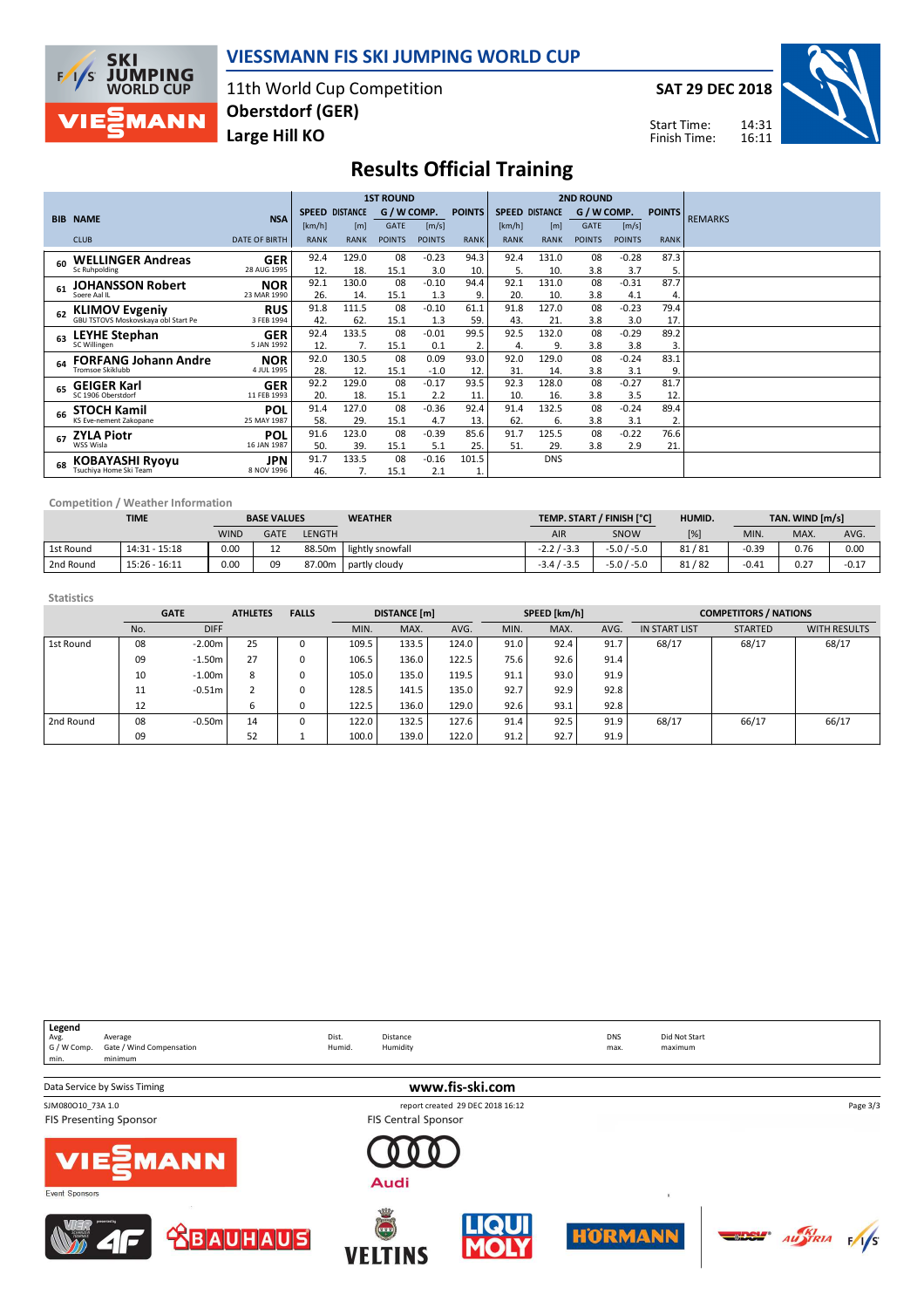# VIESSMANN FIS SKI JUMPING WORLD CUP

11th World Cup Competition
**Oberstdorf (GER)**
**Large Hill KO**

**SAT 29 DEC 2018**

Start Time: 14:31
Finish Time: 16:11

## Results Official Training

| BIB | NAME / CLUB | NSA / DATE OF BIRTH | 1st Round SPEED [km/h] / RANK | 1st Round DISTANCE [m] / RANK | 1st Round GATE / POINTS | 1st Round WIND [m/s] / POINTS | 1st Round POINTS / RANK | 2nd Round SPEED [km/h] / RANK | 2nd Round DISTANCE [m] / RANK | 2nd Round GATE / POINTS | 2nd Round WIND [m/s] / POINTS | 2nd Round POINTS / RANK | REMARKS |
|---|---|---|---|---|---|---|---|---|---|---|---|---|---|
| 60 | WELLINGER Andreas / Sc Ruhpolding | GER / 28 AUG 1995 | 92.4 / 12. | 129.0 / 18. | 08 / 15.1 | -0.23 / 3.0 | 94.3 / 10. | 92.4 / 5. | 131.0 / 10. | 08 / 3.8 | -0.28 / 3.7 | 87.3 / 5. | |
| 61 | JOHANSSON Robert / Soere Aal IL | NOR / 23 MAR 1990 | 92.1 / 26. | 130.0 / 14. | 08 / 15.1 | -0.10 / 1.3 | 94.4 / 9. | 92.1 / 20. | 131.0 / 10. | 08 / 3.8 | -0.31 / 4.1 | 87.7 / 4. | |
| 62 | KLIMOV Evgeniy / GBU TSTOVS Moskovskaya obl Start Pe | RUS / 3 FEB 1994 | 91.8 / 42. | 111.5 / 62. | 08 / 15.1 | -0.10 / 1.3 | 61.1 / 59. | 91.8 / 43. | 127.0 / 21. | 08 / 3.8 | -0.23 / 3.0 | 79.4 / 17. | |
| 63 | LEYHE Stephan / SC Willingen | GER / 5 JAN 1992 | 92.4 / 12. | 133.5 / 7. | 08 / 15.1 | -0.01 / 0.1 | 99.5 / 2. | 92.5 / 4. | 132.0 / 9. | 08 / 3.8 | -0.29 / 3.8 | 89.2 / 3. | |
| 64 | FORFANG Johann Andre / Tromsoe Skiklubb | NOR / 4 JUL 1995 | 92.0 / 28. | 130.5 / 12. | 08 / 15.1 | 0.09 / -1.0 | 93.0 / 12. | 92.0 / 31. | 129.0 / 14. | 08 / 3.8 | -0.24 / 3.1 | 83.1 / 9. | |
| 65 | GEIGER Karl / SC 1906 Oberstdorf | GER / 11 FEB 1993 | 92.2 / 20. | 129.0 / 18. | 08 / 15.1 | -0.17 / 2.2 | 93.5 / 11. | 92.3 / 10. | 128.0 / 16. | 08 / 3.8 | -0.27 / 3.5 | 81.7 / 12. | |
| 66 | STOCH Kamil / KS Eve-nement Zakopane | POL / 25 MAY 1987 | 91.4 / 58. | 127.0 / 29. | 08 / 15.1 | -0.36 / 4.7 | 92.4 / 13. | 91.4 / 62. | 132.5 / 6. | 08 / 3.8 | -0.24 / 3.1 | 89.4 / 2. | |
| 67 | ZYLA Piotr / WSS Wisla | POL / 16 JAN 1987 | 91.6 / 50. | 123.0 / 39. | 08 / 15.1 | -0.39 / 5.1 | 85.6 / 25. | 91.7 / 51. | 125.5 / 29. | 08 / 3.8 | -0.22 / 2.9 | 76.6 / 21. | |
| 68 | KOBAYASHI Ryoyu / Tsuchiya Home Ski Team | JPN / 8 NOV 1996 | 91.7 / 46. | 133.5 / 7. | 08 / 15.1 | -0.16 / 2.1 | 101.5 / 1. | | DNS | | | | |

### Competition / Weather Information

| | TIME | BASE VALUES WIND | BASE VALUES GATE | BASE VALUES LENGTH | WEATHER | TEMP. START / FINISH [°C] AIR | TEMP. START / FINISH [°C] SNOW | HUMID. [%] | TAN. WIND [m/s] MIN. | TAN. WIND [m/s] MAX. | TAN. WIND [m/s] AVG. |
|---|---|---|---|---|---|---|---|---|---|---|---|
| 1st Round | 14:31 - 15:18 | 0.00 | 12 | 88.50m | lightly snowfall | -2.2 / -3.3 | -5.0 / -5.0 | 81 / 81 | -0.39 | 0.76 | 0.00 |
| 2nd Round | 15:26 - 16:11 | 0.00 | 09 | 87.00m | partly cloudy | -3.4 / -3.5 | -5.0 / -5.0 | 81 / 82 | -0.41 | 0.27 | -0.17 |

### Statistics

| | GATE No. | GATE DIFF | ATHLETES | FALLS | DISTANCE [m] MIN. | DISTANCE [m] MAX. | DISTANCE [m] AVG. | SPEED [km/h] MIN. | SPEED [km/h] MAX. | SPEED [km/h] AVG. | IN START LIST | STARTED | WITH RESULTS |
|---|---|---|---|---|---|---|---|---|---|---|---|---|---|
| 1st Round | 08 | -2.00m | 25 | 0 | 109.5 | 133.5 | 124.0 | 91.0 | 92.4 | 91.7 | 68/17 | 68/17 | 68/17 |
| | 09 | -1.50m | 27 | 0 | 106.5 | 136.0 | 122.5 | 75.6 | 92.6 | 91.4 | | | |
| | 10 | -1.00m | 8 | 0 | 105.0 | 135.0 | 119.5 | 91.1 | 93.0 | 91.9 | | | |
| | 11 | -0.51m | 2 | 0 | 128.5 | 141.5 | 135.0 | 92.7 | 92.9 | 92.8 | | | |
| | 12 | | 6 | 0 | 122.5 | 136.0 | 129.0 | 92.6 | 93.1 | 92.8 | | | |
| 2nd Round | 08 | -0.50m | 14 | 0 | 122.0 | 132.5 | 127.6 | 91.4 | 92.5 | 91.9 | 68/17 | 66/17 | 66/17 |
| | 09 | | 52 | 1 | 100.0 | 139.0 | 122.0 | 91.2 | 92.7 | 91.9 | | | |

**Legend**
Avg. Average
G / W Comp. Gate / Wind Compensation
min. minimum
Dist. Distance
Humid. Humidity
DNS Did Not Start
max. maximum

Data Service by Swiss Timing
www.fis-ski.com
SJM080O10_73A 1.0
report created 29 DEC 2018 16:12
FIS Presenting Sponsor
FIS Central Sponsor
Event Sponsors